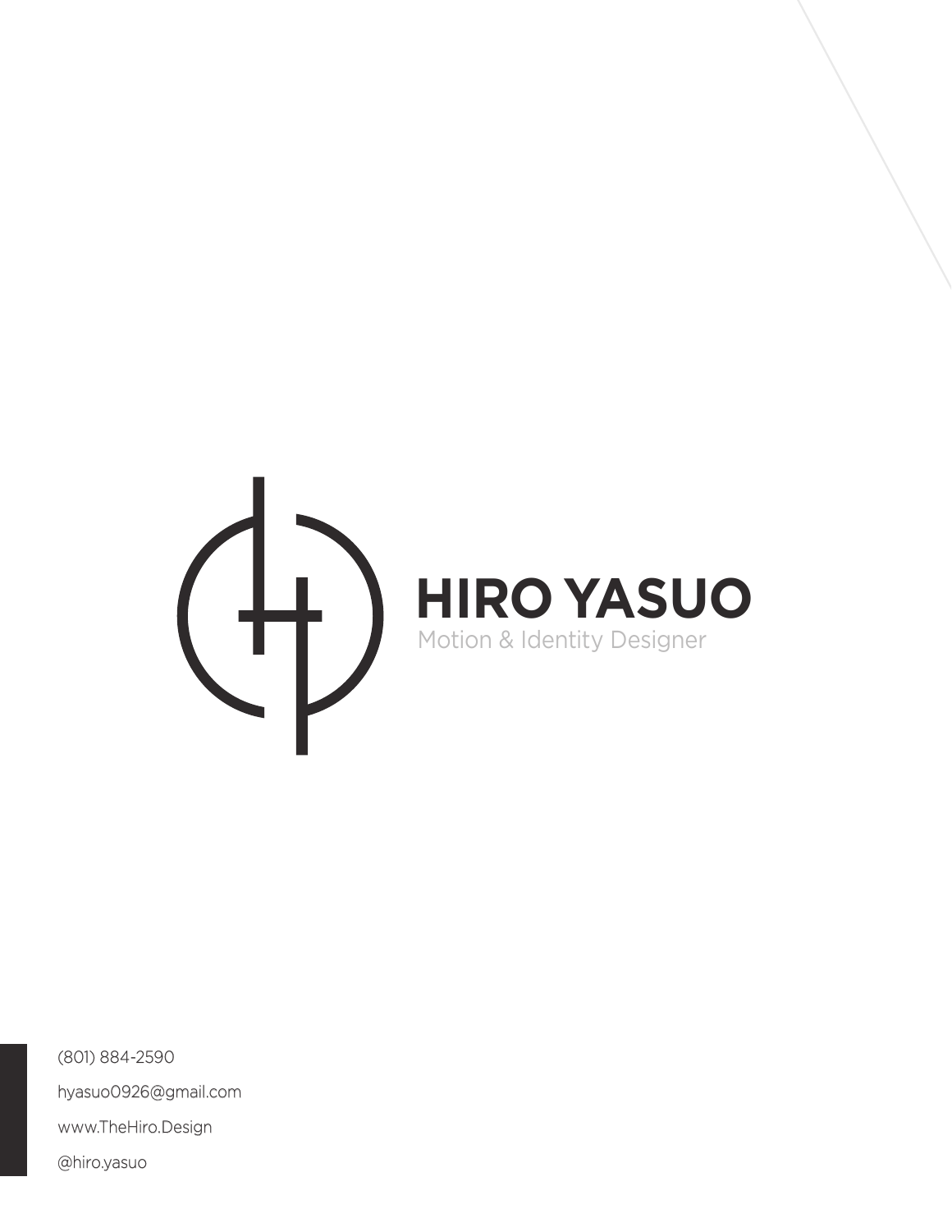# HIRO YASUO

Motion & Identity Designer

(801) 884-2590

hyasuo0926@gmail.com

www.TheHiro.Design

@hiro.yasuo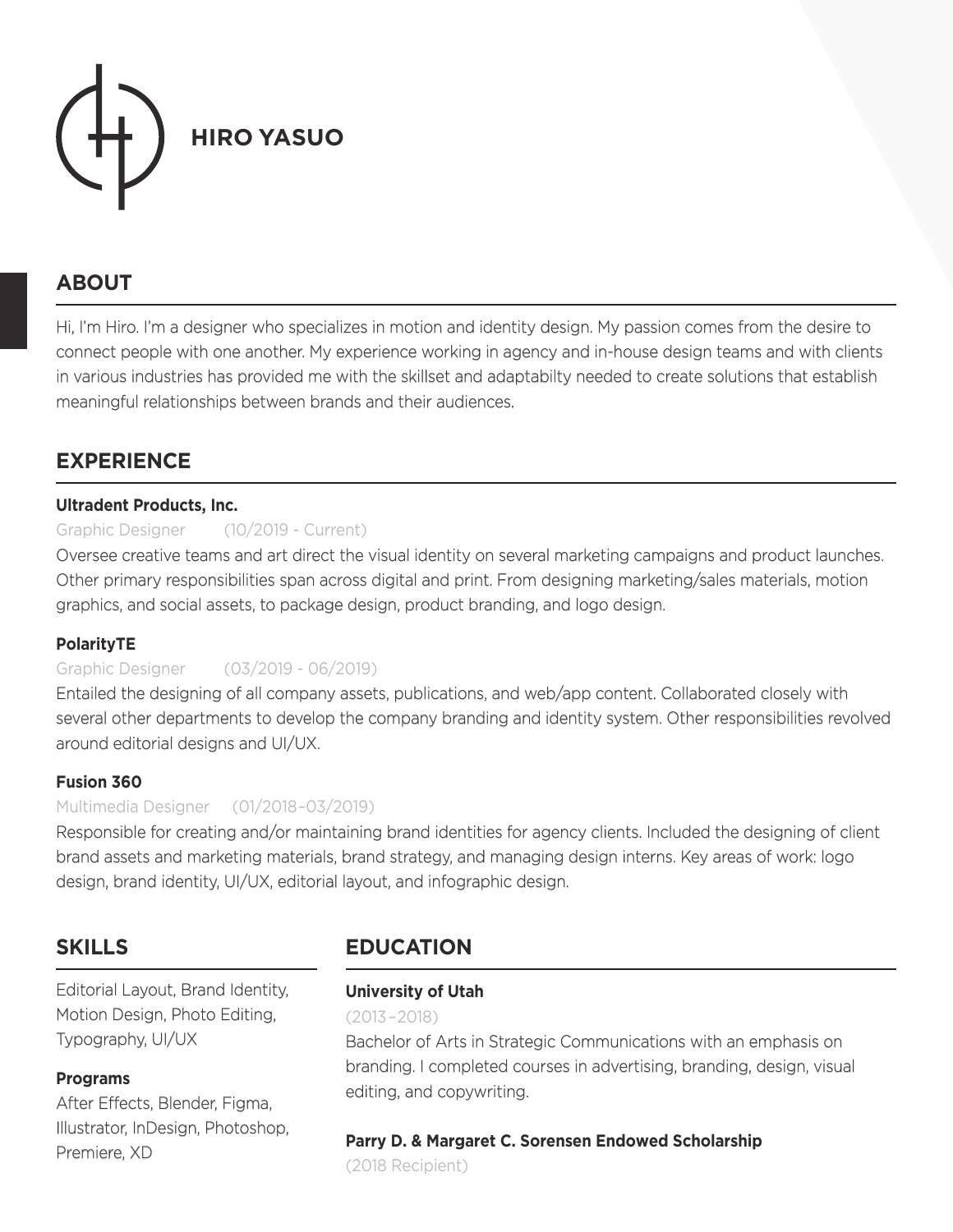# HIRO YASUO

## ABOUT

Hi, I'm Hiro. I'm a designer who specializes in motion and identity design. My passion comes from the desire to connect people with one another. My experience working in agency and in-house design teams and with clients in various industries has provided me with the skillset and adaptabilty needed to create solutions that establish meaningful relationships between brands and their audiences.

## EXPERIENCE

**Ultradent Products, Inc.**

Graphic Designer (10/2019 - Current)

Oversee creative teams and art direct the visual identity on several marketing campaigns and product launches. Other primary responsibilities span across digital and print. From designing marketing/sales materials, motion graphics, and social assets, to package design, product branding, and logo design.

**PolarityTE**

Graphic Designer (03/2019 - 06/2019)

Entailed the designing of all company assets, publications, and web/app content. Collaborated closely with several other departments to develop the company branding and identity system. Other responsibilities revolved around editorial designs and UI/UX.

**Fusion 360**

Multimedia Designer (01/2018–03/2019)

Responsible for creating and/or maintaining brand identities for agency clients. Included the designing of client brand assets and marketing materials, brand strategy, and managing design interns. Key areas of work: logo design, brand identity, UI/UX, editorial layout, and infographic design.

## SKILLS

Editorial Layout, Brand Identity, Motion Design, Photo Editing, Typography, UI/UX

**Programs**

After Effects, Blender, Figma, Illustrator, InDesign, Photoshop, Premiere, XD

## EDUCATION

**University of Utah**

(2013–2018)

Bachelor of Arts in Strategic Communications with an emphasis on branding. I completed courses in advertising, branding, design, visual editing, and copywriting.

**Parry D. & Margaret C. Sorensen Endowed Scholarship**

(2018 Recipient)